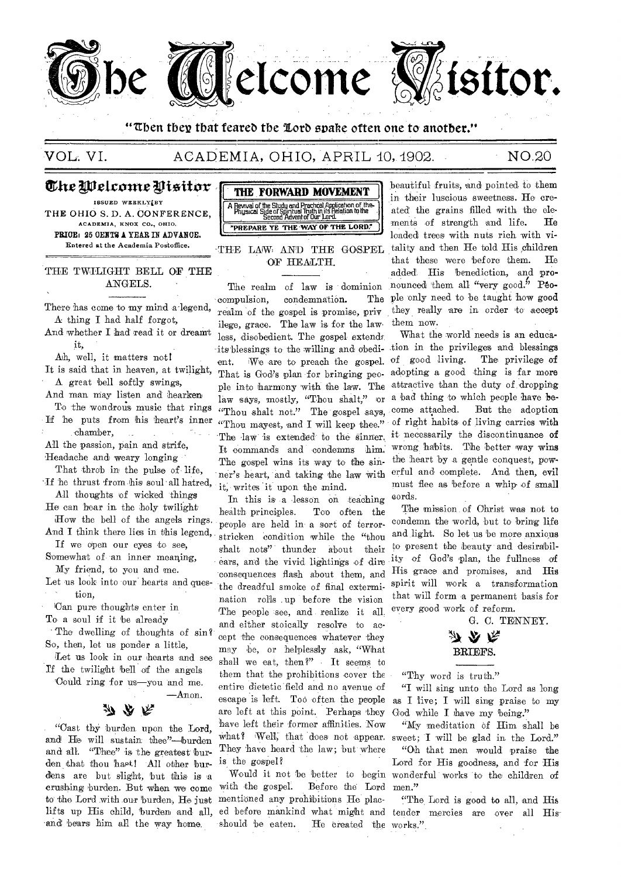# The Welcome Visitor.

"Then they that feared the Lord spake often one to another."

VOL. VI. ACADEMIA, OHIO, APRIL 10, 1902. NO. 20

**The Welcome Visitor**

ISSUED WEEKLY BY
THE OHIO S. D. A. CONFERENCE,
ACADEMIA, KNOX CO., OHIO.
PRICE: 25 CENTS A YEAR IN ADVANCE.
Entered at the Academia Postoffice.

## THE TWILIGHT BELL OF THE ANGELS.

There has come to my mind a legend,
A thing I had half forgot,
And whether I had read it or dreamt it,
Ah, well, it matters not!
It is said that in heaven, at twilight,
A great bell softly swings,
And man may listen and hearken
To the wondrous music that rings
If he puts from his heart's inner chamber,
All the passion, pain and strife,
Headache and weary longing
That throb in the pulse of life,
If he thrust from his soul all hatred,
All thoughts of wicked things
He can hear in the holy twilight
How the bell of the angels rings.
And I think there lies in this legend,
If we open our eyes to see,
Somewhat of an inner meaning,
My friend, to you and me.
Let us look into our hearts and question,
Can pure thoughts enter in
To a soul if it be already
The dwelling of thoughts of sin?
So, then, let us ponder a little,
Let us look in our hearts and see
If the twilight bell of the angels
Could ring for us—you and me.

—Anon.

"Cast thy burden upon the Lord, and He will sustain thee"—burden and all. "Thee" is the greatest burden that thou hast! All other burdens are but slight, but this is a crushing burden. But when we come to the Lord with our burden, He just lifts up His child, burden and all, and bears him all the way home.

**THE FORWARD MOVEMENT**

A Revival of the Study and Practical Application of the Physical Side of Spiritual Truth in its Relation to the Second Advent of Our Lord.

"PREPARE YE THE WAY OF THE LORD."

## THE LAW AND THE GOSPEL OF HEALTH.

The realm of law is dominion compulsion, condemnation. The realm of the gospel is promise, privilege, grace. The law is for the lawless, disobedient. The gospel extends its blessings to the willing and obedient. We are to preach the gospel. That is God's plan for bringing people into harmony with the law. The law says, mostly, "Thou shalt," or "Thou shalt not." The gospel says, "Thou mayest, and I will keep thee." The law is extended to the sinner. It commands and condemns him. The gospel wins its way to the sinner's heart, and taking the law with it, writes it upon the mind.

In this is a lesson on teaching health principles. Too often the people are held in a sort of terror-stricken condition while the "thou shalt nots" thunder about their ears, and the vivid lightings of dire consequences flash about them, and the dreadful smoke of final extermination rolls up before the vision. The people see, and realize it all, and either stoically resolve to accept the consequences whatever they may be, or helplessly ask, "What shall we eat, then?" It seems to them that the prohibitions cover the entire dietetic field and no avenue of escape is left. Too often the people are left at this point. Perhaps they have left their former affinities. Now what? Well, that does not appear. They have heard the law; but where is the gospel?

Would it not be better to begin with the gospel. Before the Lord mentioned any prohibitions He placed before mankind what might and should be eaten. He created the beautiful fruits, and pointed to them in their luscious sweetness. He created the grains filled with the elements of strength and life. He loaded trees with nuts rich with vitality and then He told His children that these were before them. He added His benediction, and pronounced them all "very good." People only need to be taught how good they really are in order to accept them now.

What the world needs is an education in the privileges and blessings of good living. The privilege of adopting a good thing is far more attractive than the duty of dropping a bad thing to which people have become attached. But the adoption of right habits of living carries with it necessarily the discontinuance of wrong habits. The better way wins the heart by a gentle conquest, powerful and complete. And then, evil must flee as before a whip of small cords.

The mission of Christ was not to condemn the world, but to bring life and light. So let us be more anxious to present the beauty and desirability of God's plan, the fullness of His grace and promises, and His spirit will work a transformation that will form a permanent basis for every good work of reform.

G. C. TENNEY.

## BRIEFS.

"Thy word is truth."

"I will sing unto the Lord as long as I live; I will sing praise to my God while I have my being."

"My meditation of Him shall be sweet; I will be glad in the Lord."

"Oh that men would praise the Lord for His goodness, and for His wonderful works to the children of men."

"The Lord is good to all, and His tender mercies are over all His works."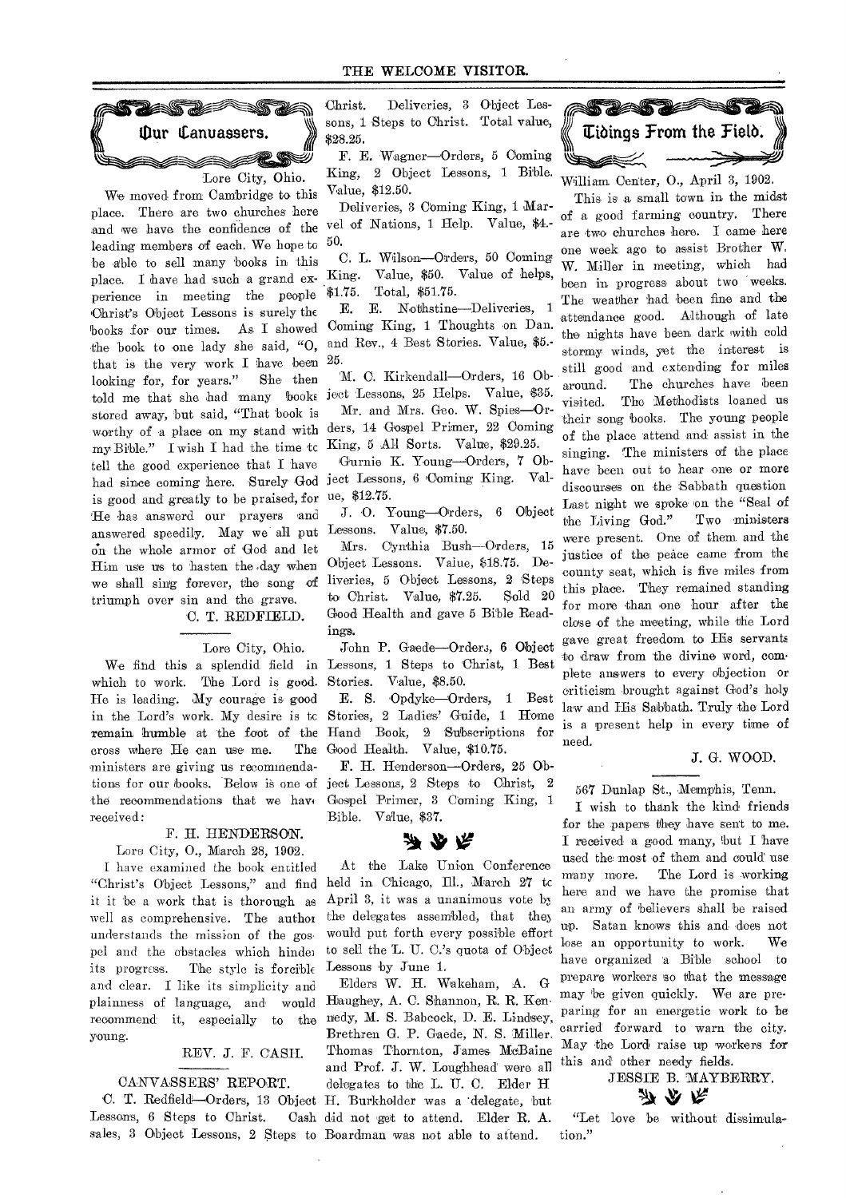## Our Canvassers.

Lore City, Ohio.

We moved from Cambridge to this place. There are two churches here and we have the confidence of the leading members of each. We hope to be able to sell many books in this place. I have had such a grand experience in meeting the people Christ's Object Lessons is surely the books for our times. As I showed the book to one lady she said, "O, that is the very work I have been looking for, for years." She then told me that she had many books stored away, but said, "That book is worthy of a place on my stand with my Bible." I wish I had the time to tell the good experience that I have had since coming here. Surely God is good and greatly to be praised, for He has answerd our prayers and answered speedily. May we all put on the whole armor of God and let Him use us to hasten the day when we shall sing forever, the song of triumph over sin and the grave.

C. T. REDFIELD.

Lore City, Ohio.

We find this a splendid field in which to work. The Lord is good. He is leading. My courage is good in the Lord's work. My desire is to remain humble at the foot of the cross where He can use me. The ministers are giving us recommendations for our books. Below is one of the recommendations that we have received:

F. H. HENDERSON.

Lore City, O., March 28, 1902.

I have examined the book entitled "Christ's Object Lessons," and find it it be a work that is thorough as well as comprehensive. The author understands the mission of the gospel and the obstacles which hinder its progress. The style is forcible and clear. I like its simplicity and plainness of language, and would recommend it, especially to the young.

REV. J. F. CASH.

### CANVASSERS' REPORT.

C. T. Redfield—Orders, 13 Object Lessons, 6 Steps to Christ. Cash sales, 3 Object Lessons, 2 Steps to Christ. Deliveries, 3 Object Lessons, 1 Steps to Christ. Total value, $28.25.

F. E. Wagner—Orders, 5 Coming King, 2 Object Lessons, 1 Bible. Value, $12.50.

Deliveries, 3 Coming King, 1 Marvel of Nations, 1 Help. Value, $4.50.

C. L. Wilson—Orders, 50 Coming King. Value, $50. Value of helps, $1.75. Total, $51.75.

E. E. Nothstine—Deliveries, 1 Coming King, 1 Thoughts on Dan. and Rev., 4 Best Stories. Value, $5.25.

M. C. Kirkendall—Orders, 16 Object Lessons, 25 Helps. Value, $35.

Mr. and Mrs. Geo. W. Spies—Orders, 14 Gospel Primer, 22 Coming King, 5 All Sorts. Value, $29.25.

Gurnie K. Young—Orders, 7 Object Lessons, 6 Coming King. Value, $12.75.

J. O. Young—Orders, 6 Object Lessons. Value, $7.50.

Mrs. Cynthia Bush—Orders, 15 Object Lessons. Value, $18.75. Deliveries, 5 Object Lessons, 2 Steps to Christ. Value, $7.25. Sold 20 Good Health and gave 5 Bible Readings.

John P. Gaede—Orders, 6 Object Lessons, 1 Steps to Christ, 1 Best Stories. Value, $8.50.

E. S. Opdyke—Orders, 1 Best Stories, 2 Ladies' Guide, 1 Home Hand Book, 2 Subscriptions for Good Health. Value, $10.75.

F. H. Henderson—Orders, 25 Object Lessons, 2 Steps to Christ, 2 Gospel Primer, 3 Coming King, 1 Bible. Value, $37.

At the Lake Union Conference held in Chicago, Ill., March 27 to April 3, it was a unanimous vote by the delegates assembled, that they would put forth every possible effort to sell the L. U. C.'s quota of Object Lessons by June 1.

Elders W. H. Wakeham, A. G Haughey, A. C. Shannon, R. R. Kennedy, M. S. Babcock, D. E. Lindsey, Brethren G. P. Gaede, N. S. Miller, Thomas Thornton, James McBaine and Prof. J. W. Loughhead were all delegates to the L. U. C. Elder H. H. Burkholder was a delegate, but did not get to attend. Elder R. A. Boardman was not able to attend.

## Tidings From the Field.

William Center, O., April 3, 1902.

This is a small town in the midst of a good farming country. There are two churches here. I came here one week ago to assist Brother W. W. Miller in meeting, which had been in progress about two weeks. The weather had been fine and the attendance good. Although of late the nights have been dark with cold stormy winds, yet the interest is still good and extending for miles around. The churches have been visited. The Methodists loaned us their song books. The young people of the place attend and assist in the singing. The ministers of the place have been out to hear one or more discourses on the Sabbath question Last night we spoke on the "Seal of the Living God." Two ministers were present. One of them and the justice of the peace came from the county seat, which is five miles from this place. They remained standing for more than one hour after the close of the meeting, while the Lord gave great freedom to His servants to draw from the divine word, complete answers to every objection or criticism brought against God's holy law and His Sabbath. Truly the Lord is a present help in every time of need.

J. G. WOOD.

567 Dunlap St., Memphis, Tenn.

I wish to thank the kind friends for the papers they have sent to me. I received a good many, but I have used the most of them and could use many more. The Lord is working here and we have the promise that an army of believers shall be raised up. Satan knows this and does not lose an opportunity to work. We have organized a Bible school to prepare workers so that the message may be given quickly. We are preparing for an energetic work to be carried forward to warn the city. May the Lord raise up workers for this and other needy fields.

JESSIE B. MAYBERRY.

"Let love be without dissimulation."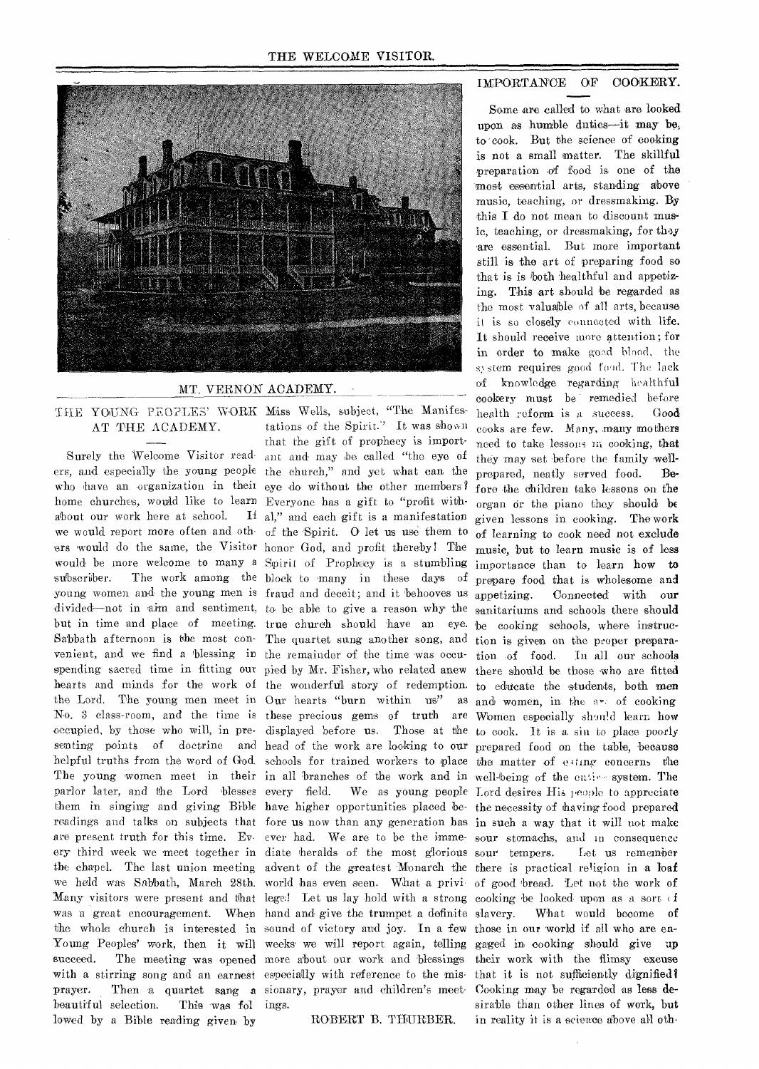MT. VERNON ACADEMY.

## THE YOUNG PEOPLES' WORK AT THE ACADEMY.

Surely the Welcome Visitor readers, and especially the young people who have an organization in their home churches, would like to learn about our work here at school. If we would report more often and others would do the same, the Visitor would be more welcome to many a subscriber. The work among the young women and the young men is divided—not in aim and sentiment, but in time and place of meeting. Sabbath afternoon is the most convenient, and we find a blessing in spending sacred time in fitting our hearts and minds for the work of the Lord. The young men meet in No. 3 class-room, and the time is occupied, by those who will, in presenting points of doctrine and helpful truths from the word of God. The young women meet in their parlor later, and the Lord blesses them in singing and giving Bible readings and talks on subjects that are present truth for this time. Every third week we meet together in the chapel. The last union meeting we held was Sabbath, March 28th. Many visitors were present and that was a great encouragement. When the whole church is interested in Young Peoples' work, then it will succeed. The meeting was opened with a stirring song and an earnest prayer. Then a quartet sang a beautiful selection. This was followed by a Bible reading given by Miss Wells, subject, "The Manifestations of the Spirit." It was shown that the gift of prophecy is important and may be called "the eye of the church," and yet what can the eye do without the other members? Everyone has a gift to "profit withal," and each gift is a manifestation of the Spirit. O let us use them to honor God, and profit thereby! The Spirit of Prophecy is a stumbling block to many in these days of fraud and deceit; and it behooves us to be able to give a reason why the true church should have an eye. The quartet sung another song, and the remainder of the time was occupied by Mr. Fisher, who related anew the wonderful story of redemption. Our hearts "burn within us" as these precious gems of truth are displayed before us. Those at the head of the work are looking to our schools for trained workers to place in all branches of the work and in every field. We as young people have higher opportunities placed before us now than any generation has ever had. We are to be the immediate heralds of the most glorious advent of the greatest Monarch the world has even seen. What a privilege! Let us lay hold with a strong hand and give the trumpet a definite sound of victory and joy. In a few weeks we will report again, telling more about our work and blessings especially with reference to the missionary, prayer and children's meetings.

ROBERT B. THURBER.

## IMPORTANCE OF COOKERY.

Some are called to what are looked upon as humble duties—it may be, to cook. But the science of cooking is not a small matter. The skillful preparation of food is one of the most essential arts, standing above music, teaching, or dressmaking. By this I do not mean to discount music, teaching, or dressmaking, for they are essential. But more important still is the art of preparing food so that is is both healthful and appetizing. This art should be regarded as the most valuable of all arts, because it is so closely connected with life. It should receive more attention; for in order to make good blood, the system requires good food. The lack of knowledge regarding healthful cookery must be remedied before health reform is a success. Good cooks are few. Many, many mothers need to take lessons in cooking, that they may set before the family well-prepared, neatly served food. Before the children take lessons on the organ or the piano they should be given lessons in cooking. The work of learning to cook need not exclude music, but to learn music is of less importance than to learn how to prepare food that is wholesome and appetizing. Connected with our sanitariums and schools there should be cooking schools, where instruction is given on the proper preparation of food. In all our schools there should be those who are fitted to educate the students, both men and women, in the art of cooking. Women especially should learn how to cook. It is a sin to place poorly prepared food on the table, because the matter of eating concerns the well-being of the entire system. The Lord desires His people to appreciate the necessity of having food prepared in such a way that it will not make sour stomachs, and in consequence sour tempers. Let us remember there is practical religion in a loaf of good bread. Let not the work of cooking be looked upon as a sort of slavery. What would become of those in our world if all who are engaged in cooking should give up their work with the flimsy excuse that it is not sufficiently dignified? Cooking may be regarded as less desirable than other lines of work, but in reality it is a science above all oth-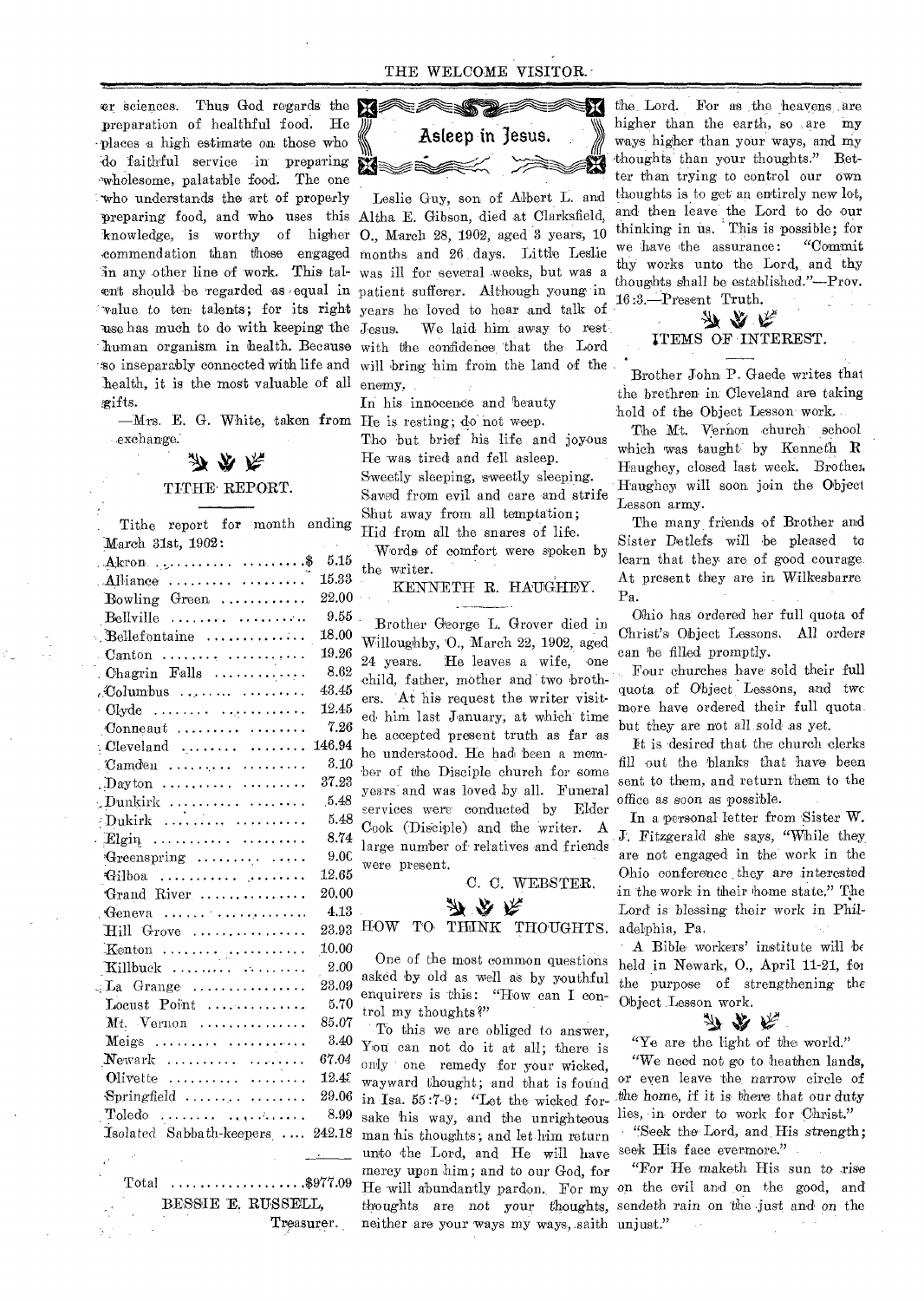er sciences. Thus God regards the preparation of healthful food. He places a high estimate on those who do faithful service in preparing wholesome, palatable food. The one who understands the art of properly preparing food, and who uses this knowledge, is worthy of higher commendation than those engaged in any other line of work. This talent should be regarded as equal in value to ten talents; for its right use has much to do with keeping the human organism in health. Because so inseparably connected with life and health, it is the most valuable of all gifts.

—Mrs. E. G. White, taken from exchange.

## TITHE REPORT.

Tithe report for month ending March 31st, 1902:

| | |
|---|---|
| Akron | $ 5.15 |
| Alliance | 15.33 |
| Bowling Green | 22.00 |
| Bellville | 9.55 |
| Bellefontaine | 18.00 |
| Canton | 19.26 |
| Chagrin Falls | 8.62 |
| Columbus | 43.45 |
| Clyde | 12.45 |
| Conneaut | 7.26 |
| Cleveland | 146.94 |
| Camden | 3.10 |
| Dayton | 37.23 |
| Dunkirk | 5.48 |
| Dukirk | 5.48 |
| Elgin | 8.74 |
| Greenspring | 9.00 |
| Gilboa | 12.65 |
| Grand River | 20.00 |
| Geneva | 4.13 |
| Hill Grove | 23.93 |
| Kenton | 10.00 |
| Killbuck | 2.00 |
| La Grange | 23.09 |
| Locust Point | 5.70 |
| Mt. Vernon | 85.07 |
| Meigs | 3.40 |
| Newark | 67.04 |
| Olivette | 12.45 |
| Springfield | 29.06 |
| Toledo | 8.99 |
| Isolated Sabbath-keepers | 242.18 |
| Total | $977.09 |

BESSIE E. RUSSELL,
Treasurer.

## Asleep in Jesus.

Leslie Guy, son of Albert L. and Altha E. Gibson, died at Clarksfield, O., March 28, 1902, aged 3 years, 10 months and 26 days. Little Leslie was ill for several weeks, but was a patient sufferer. Although young in years he loved to hear and talk of Jesus. We laid him away to rest with the confidence that the Lord will bring him from the land of the enemy.

In his innocence and beauty
He is resting; do not weep.
Tho but brief his life and joyous
He was tired and fell asleep.
Sweetly sleeping, sweetly sleeping.
Saved from evil and care and strife
Shut away from all temptation;
Hid from all the snares of life.

Words of comfort were spoken by the writer.

KENNETH R. HAUGHEY.

Brother George L. Grover died in Willoughby, O., March 22, 1902, aged 24 years. He leaves a wife, one child, father, mother and two brothers. At his request the writer visited him last January, at which time he accepted present truth as far as he understood. He had been a member of the Disciple church for some years and was loved by all. Funeral services were conducted by Elder Cook (Disciple) and the writer. A large number of relatives and friends were present.

C. C. WEBSTER.

## HOW TO THINK THOUGHTS.

One of the most common questions asked by old as well as by youthful enquirers is this: "How can I control my thoughts?"

To this we are obliged to answer, You can not do it at all; there is only one remedy for your wicked, wayward thought; and that is found in Isa. 55:7-9: "Let the wicked forsake his way, and the unrighteous man his thoughts; and let him return unto the Lord, and He will have mercy upon him; and to our God, for He will abundantly pardon. For my thoughts are not your thoughts, neither are your ways my ways, saith the Lord. For as the heavens are higher than the earth, so are my ways higher than your ways, and my thoughts than your thoughts." Better than trying to control our own thoughts is to get an entirely new lot, and then leave the Lord to do our thinking in us. This is possible; for we have the assurance: "Commit thy works unto the Lord, and thy thoughts shall be established."—Prov. 16:3.—Present Truth.

## ITEMS OF INTEREST.

Brother John P. Gaede writes that the brethren in Cleveland are taking hold of the Object Lesson work.

The Mt. Vernon church school which was taught by Kenneth R. Haughey, closed last week. Brother Haughey will soon join the Object Lesson army.

The many friends of Brother and Sister Detlefs will be pleased to learn that they are of good courage. At present they are in Wilkesbarre Pa.

Ohio has ordered her full quota of Christ's Object Lessons. All orders can be filled promptly.

Four churches have sold their full quota of Object Lessons, and two more have ordered their full quota but they are not all sold as yet.

It is desired that the church clerks fill out the blanks that have been sent to them, and return them to the office as soon as possible.

In a personal letter from Sister W. J. Fitzgerald she says, "While they are not engaged in the work in the Ohio conference they are interested in the work in their home state." The Lord is blessing their work in Philadelphia, Pa.

A Bible workers' institute will be held in Newark, O., April 11-21, for the purpose of strengthening the Object Lesson work.

"Ye are the light of the world."

"We need not go to heathen lands, or even leave the narrow circle of the home, if it is there that our duty lies, in order to work for Christ."

"Seek the Lord, and His strength; seek His face evermore."

"For He maketh His sun to rise on the evil and on the good, and sendeth rain on the just and on the unjust."